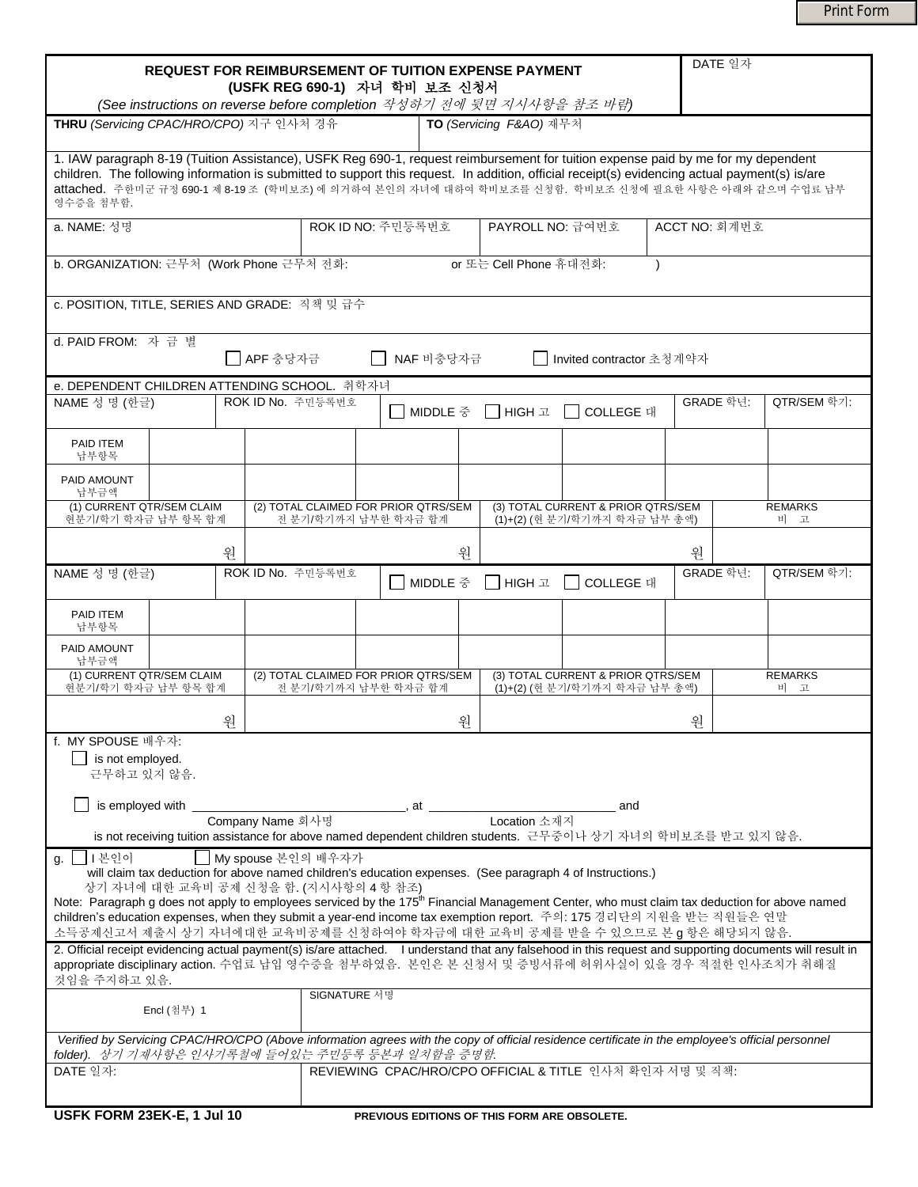Print Form

# REQUEST FOR REIMBURSEMENT OF TUITION EXPENSE PAYMENT
## (USFK REG 690-1) 자녀 학비 보조 신청서

*(See instructions on reverse before completion 작성하기 전에 뒷면 지시사항을 참조 바람)*

DATE 일자

| **THRU** *(Servicing CPAC/HRO/CPO)* 지구 인사처 경유 | **TO** *(Servicing F&AO)* 재무처 |
|---|---|

1. IAW paragraph 8-19 (Tuition Assistance), USFK Reg 690-1, request reimbursement for tuition expense paid by me for my dependent children. The following information is submitted to support this request. In addition, official receipt(s) evidencing actual payment(s) is/are attached. 주한미군 규정 690-1 제 8-19 조 (학비보조) 에 의거하여 본인의 자녀에 대하여 학비보조를 신청함. 학비보조 신청에 필요한 사항은 아래와 같으며 수업료 납부 영수증을 첨부함.

| a. NAME: 성명 | ROK ID NO: 주민등록번호 | PAYROLL NO: 급여번호 | ACCT NO: 회계번호 |
|---|---|---|---|
| | | | |

b. ORGANIZATION: 근무처 (Work Phone 근무처 전화: or 또는 Cell Phone 휴대전화: )

c. POSITION, TITLE, SERIES AND GRADE: 직책 및 급수

d. PAID FROM: 자 금 별 ☐ APF 충당자금 ☐ NAF 비충당자금 ☐ Invited contractor 초청계약자

e. DEPENDENT CHILDREN ATTENDING SCHOOL. 취학자녀

| NAME 성 명 (한글) | ROK ID No. 주민등록번호 | ☐ MIDDLE 중 ☐ HIGH 고 ☐ COLLEGE 대 | | | | GRADE 학년: | QTR/SEM 학기: |
|---|---|---|---|---|---|---|---|
| PAID ITEM 납부항목 | | | | | | | |
| PAID AMOUNT 납부금액 | | | | | | | |
| (1) CURRENT QTR/SEM CLAIM 현분기/학기 학자금 납부 항목 합계 | | (2) TOTAL CLAIMED FOR PRIOR QTRS/SEM 전 분기/학기까지 납부한 학자금 합계 | | (3) TOTAL CURRENT & PRIOR QTRS/SEM (1)+(2) (현 분기/학기까지 학자금 납부 총액) | | REMARKS 비 고 | |
| 원 | | 원 | | 원 | | | |

| NAME 성 명 (한글) | ROK ID No. 주민등록번호 | ☐ MIDDLE 중 ☐ HIGH 고 ☐ COLLEGE 대 | | | | GRADE 학년: | QTR/SEM 학기: |
|---|---|---|---|---|---|---|---|
| PAID ITEM 납부항목 | | | | | | | |
| PAID AMOUNT 납부금액 | | | | | | | |
| (1) CURRENT QTR/SEM CLAIM 현분기/학기 학자금 납부 항목 합계 | | (2) TOTAL CLAIMED FOR PRIOR QTRS/SEM 전 분기/학기까지 납부한 학자금 합계 | | (3) TOTAL CURRENT & PRIOR QTRS/SEM (1)+(2) (현 분기/학기까지 학자금 납부 총액) | | REMARKS 비 고 | |
| 원 | | 원 | | 원 | | | |

f. MY SPOUSE 배우자:

☐ is not employed.
근무하고 있지 않음.

☐ is employed with ______________________________, at ______________________________ and
Company Name 회사명 Location 소재지
is not receiving tuition assistance for above named dependent children students. 근무중이나 상기 자녀의 학비보조를 받고 있지 않음.

g. ☐ I 본인이 ☐ My spouse 본인의 배우자가
will claim tax deduction for above named children's education expenses. (See paragraph 4 of Instructions.)
상기 자녀에 대한 교육비 공제 신청을 함. (지시사항의 4 항 참조)
Note: Paragraph g does not apply to employees serviced by the 175th Financial Management Center, who must claim tax deduction for above named children's education expenses, when they submit a year-end income tax exemption report. 주의: 175 경리단의 지원을 받는 직원들은 연말 소득공제신고서 제출시 상기 자녀에대한 교육비공제를 신청하여야 학자금에 대한 교육비 공제를 받을 수 있으므로 본 g 항은 해당되지 않음.

2. Official receipt evidencing actual payment(s) is/are attached. I understand that any falsehood in this request and supporting documents will result in appropriate disciplinary action. 수업료 납입 영수증을 첨부하였음. 본인은 본 신청서 및 증빙서류에 허위사실이 있을 경우 적절한 인사조치가 취해질 것임을 주지하고 있음.

| Encl (첨부) 1 | SIGNATURE 서명 |
|---|---|

*Verified by Servicing CPAC/HRO/CPO (Above information agrees with the copy of official residence certificate in the employee's official personnel folder). 상기 기재사항은 인사기록철에 들어있는 주민등록 등본과 일치함을 증명함.*

| DATE 일자: | REVIEWING CPAC/HRO/CPO OFFICIAL & TITLE 인사처 확인자 서명 및 직책: |
|---|---|

**USFK FORM 23EK-E, 1 Jul 10** **PREVIOUS EDITIONS OF THIS FORM ARE OBSOLETE.**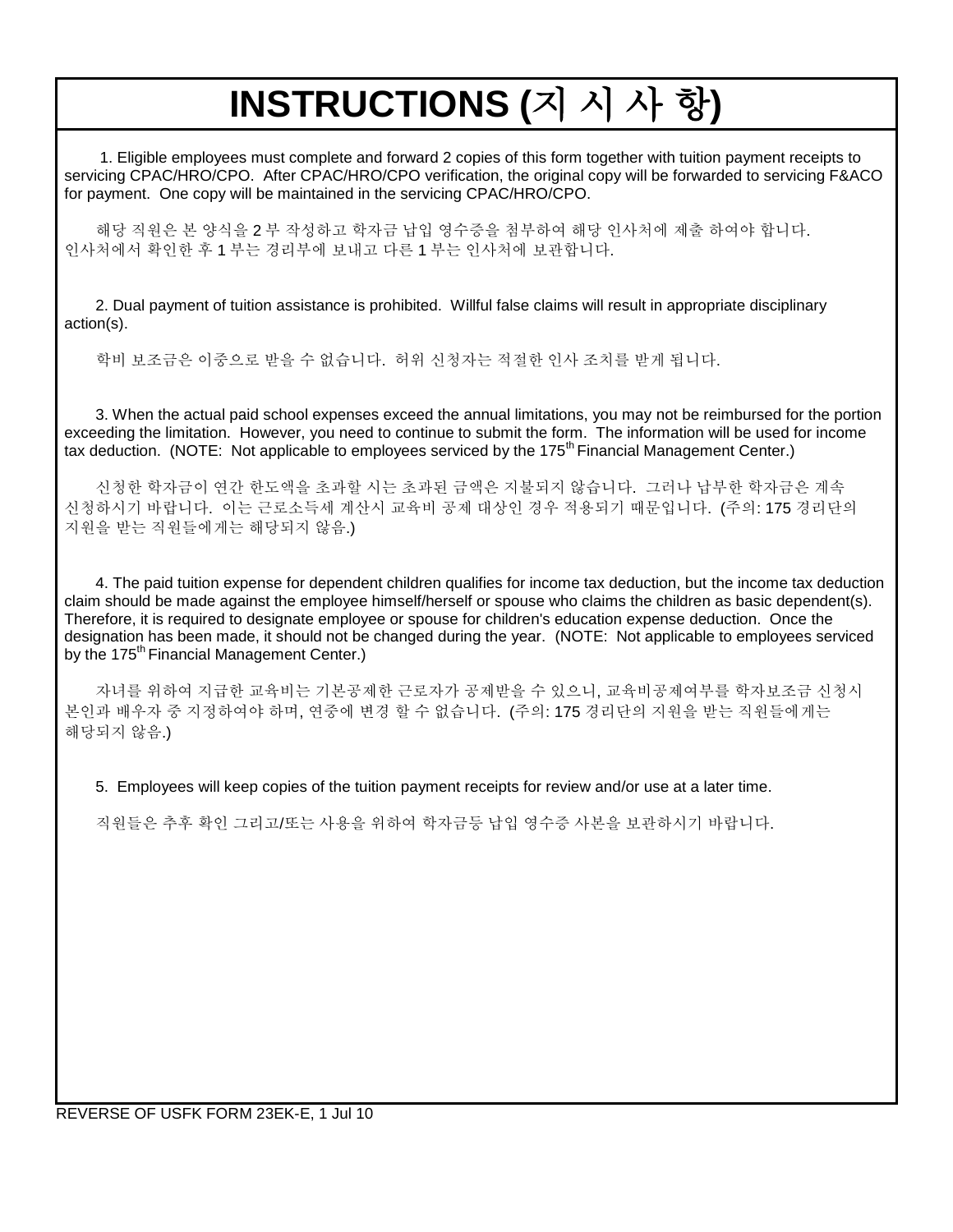# INSTRUCTIONS (지 시 사 항)

1. Eligible employees must complete and forward 2 copies of this form together with tuition payment receipts to servicing CPAC/HRO/CPO. After CPAC/HRO/CPO verification, the original copy will be forwarded to servicing F&ACO for payment. One copy will be maintained in the servicing CPAC/HRO/CPO.

해당 직원은 본 양식을 2 부 작성하고 학자금 납입 영수증을 첨부하여 해당 인사처에 제출 하여야 합니다. 인사처에서 확인한 후 1 부는 경리부에 보내고 다른 1 부는 인사처에 보관합니다.

2. Dual payment of tuition assistance is prohibited. Willful false claims will result in appropriate disciplinary action(s).

학비 보조금은 이중으로 받을 수 없습니다. 허위 신청자는 적절한 인사 조치를 받게 됩니다.

3. When the actual paid school expenses exceed the annual limitations, you may not be reimbursed for the portion exceeding the limitation. However, you need to continue to submit the form. The information will be used for income tax deduction. (NOTE: Not applicable to employees serviced by the 175th Financial Management Center.)

신청한 학자금이 연간 한도액을 초과할 시는 초과된 금액은 지불되지 않습니다. 그러나 납부한 학자금은 계속 신청하시기 바랍니다. 이는 근로소득세 계산시 교육비 공제 대상인 경우 적용되기 때문입니다. (주의: 175 경리단의 지원을 받는 직원들에게는 해당되지 않음.)

4. The paid tuition expense for dependent children qualifies for income tax deduction, but the income tax deduction claim should be made against the employee himself/herself or spouse who claims the children as basic dependent(s). Therefore, it is required to designate employee or spouse for children's education expense deduction. Once the designation has been made, it should not be changed during the year. (NOTE: Not applicable to employees serviced by the 175th Financial Management Center.)

자녀를 위하여 지급한 교육비는 기본공제한 근로자가 공제받을 수 있으니, 교육비공제여부를 학자보조금 신청시 본인과 배우자 중 지정하여야 하며, 연중에 변경 할 수 없습니다. (주의: 175 경리단의 지원을 받는 직원들에게는 해당되지 않음.)

5. Employees will keep copies of the tuition payment receipts for review and/or use at a later time.

직원들은 추후 확인 그리고/또는 사용을 위하여 학자금등 납입 영수증 사본을 보관하시기 바랍니다.

REVERSE OF USFK FORM 23EK-E, 1 Jul 10